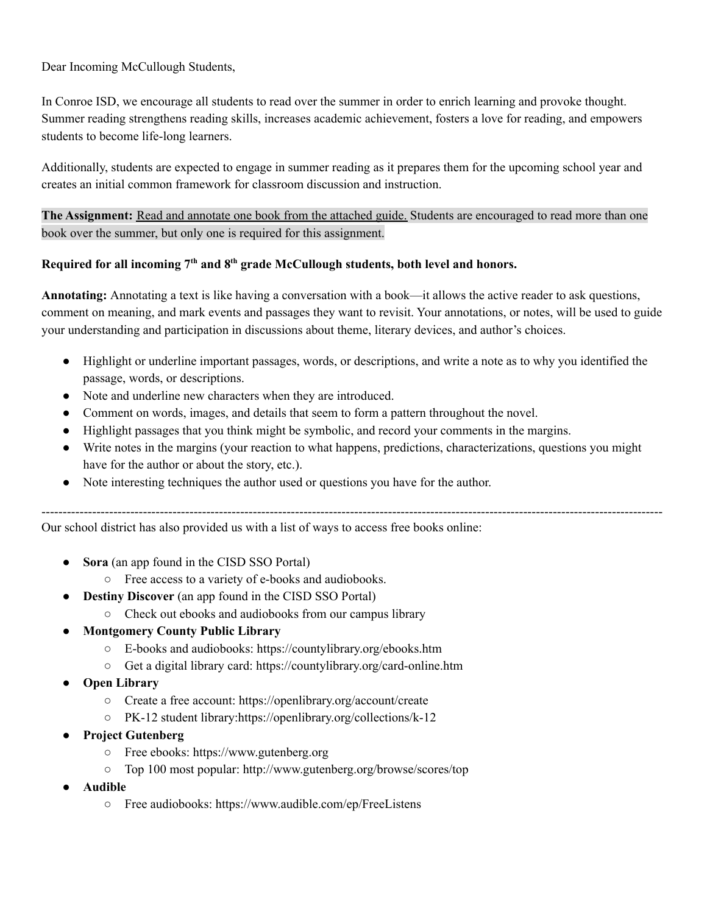Dear Incoming McCullough Students,

In Conroe ISD, we encourage all students to read over the summer in order to enrich learning and provoke thought. Summer reading strengthens reading skills, increases academic achievement, fosters a love for reading, and empowers students to become life-long learners.

Additionally, students are expected to engage in summer reading as it prepares them for the upcoming school year and creates an initial common framework for classroom discussion and instruction.

**The Assignment:** Read and annotate one book from the attached guide. Students are encouraged to read more than one book over the summer, but only one is required for this assignment.

**Required for all incoming 7th and 8th grade McCullough students, both level and honors.**

**Annotating:** Annotating a text is like having a conversation with a book—it allows the active reader to ask questions, comment on meaning, and mark events and passages they want to revisit. Your annotations, or notes, will be used to guide your understanding and participation in discussions about theme, literary devices, and author's choices.

- Highlight or underline important passages, words, or descriptions, and write a note as to why you identified the passage, words, or descriptions.
- Note and underline new characters when they are introduced.
- Comment on words, images, and details that seem to form a pattern throughout the novel.
- Highlight passages that you think might be symbolic, and record your comments in the margins.
- Write notes in the margins (your reaction to what happens, predictions, characterizations, questions you might have for the author or about the story, etc.).
- Note interesting techniques the author used or questions you have for the author.

---

Our school district has also provided us with a list of ways to access free books online:

- **Sora** (an app found in the CISD SSO Portal)
  - Free access to a variety of e-books and audiobooks.
- **Destiny Discover** (an app found in the CISD SSO Portal)
  - Check out ebooks and audiobooks from our campus library
- **Montgomery County Public Library**
  - E-books and audiobooks: https://countylibrary.org/ebooks.htm
  - Get a digital library card: https://countylibrary.org/card-online.htm
- **Open Library**
  - Create a free account: https://openlibrary.org/account/create
  - PK-12 student library:https://openlibrary.org/collections/k-12
- **Project Gutenberg**
  - Free ebooks: https://www.gutenberg.org
  - Top 100 most popular: http://www.gutenberg.org/browse/scores/top
- **Audible**
  - Free audiobooks: https://www.audible.com/ep/FreeListens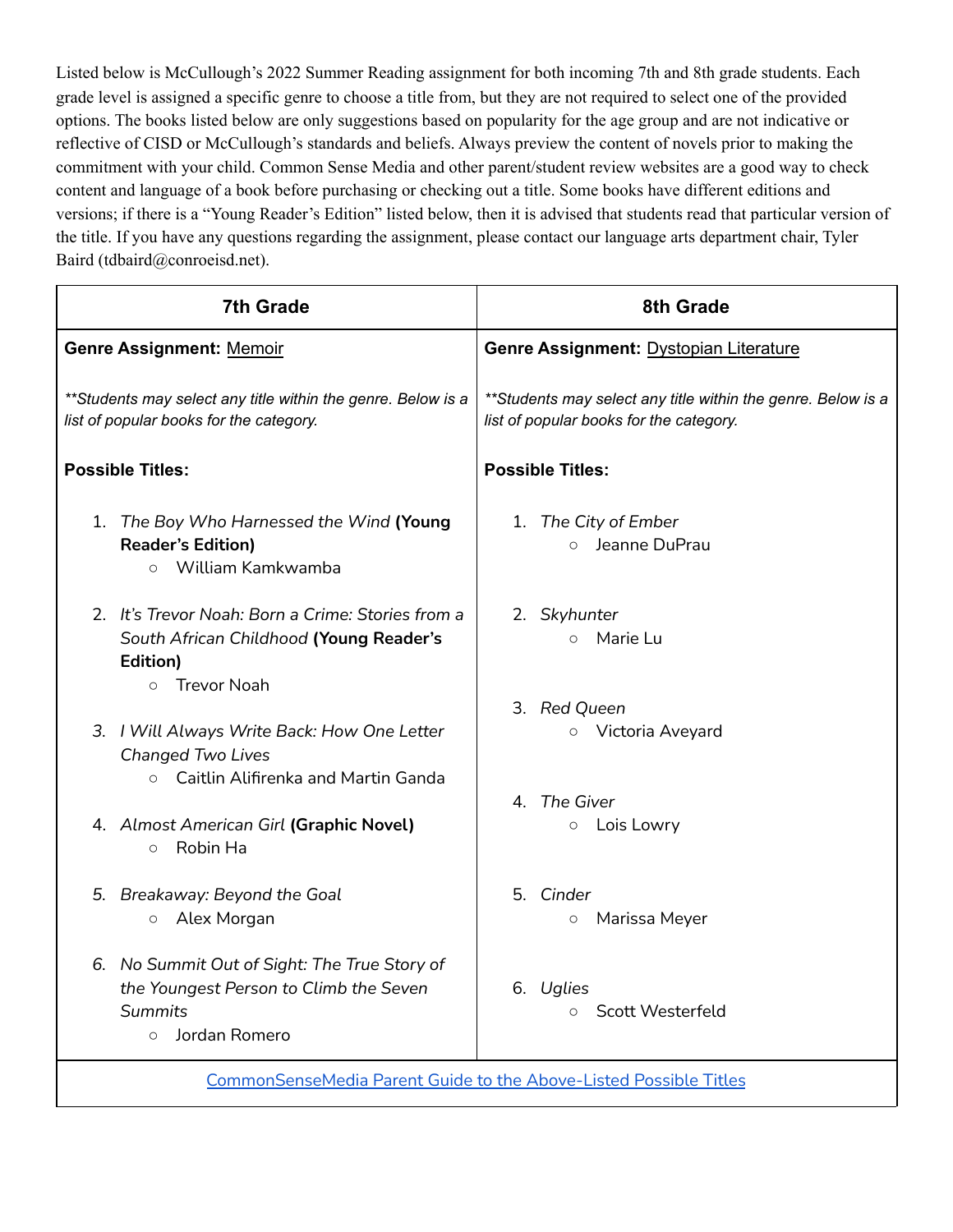Listed below is McCullough's 2022 Summer Reading assignment for both incoming 7th and 8th grade students. Each grade level is assigned a specific genre to choose a title from, but they are not required to select one of the provided options. The books listed below are only suggestions based on popularity for the age group and are not indicative or reflective of CISD or McCullough's standards and beliefs. Always preview the content of novels prior to making the commitment with your child. Common Sense Media and other parent/student review websites are a good way to check content and language of a book before purchasing or checking out a title. Some books have different editions and versions; if there is a "Young Reader's Edition" listed below, then it is advised that students read that particular version of the title. If you have any questions regarding the assignment, please contact our language arts department chair, Tyler Baird (tdbaird@conroeisd.net).

| 7th Grade | 8th Grade |
|---|---|
| **Genre Assignment:** Memoir<br><br>*\*\*Students may select any title within the genre. Below is a list of popular books for the category.*<br><br>**Possible Titles:**<br><br>1. *The Boy Who Harnessed the Wind* **(Young Reader's Edition)**<br>○ William Kamkwamba<br>2. *It's Trevor Noah: Born a Crime: Stories from a South African Childhood* **(Young Reader's Edition)**<br>○ Trevor Noah<br>3. *I Will Always Write Back: How One Letter Changed Two Lives*<br>○ Caitlin Alifirenka and Martin Ganda<br>4. *Almost American Girl* **(Graphic Novel)**<br>○ Robin Ha<br>5. *Breakaway: Beyond the Goal*<br>○ Alex Morgan<br>6. *No Summit Out of Sight: The True Story of the Youngest Person to Climb the Seven Summits*<br>○ Jordan Romero | **Genre Assignment:** Dystopian Literature<br><br>*\*\*Students may select any title within the genre. Below is a list of popular books for the category.*<br><br>**Possible Titles:**<br><br>1. *The City of Ember*<br>○ Jeanne DuPrau<br>2. *Skyhunter*<br>○ Marie Lu<br>3. *Red Queen*<br>○ Victoria Aveyard<br>4. *The Giver*<br>○ Lois Lowry<br>5. *Cinder*<br>○ Marissa Meyer<br>6. *Uglies*<br>○ Scott Westerfeld |
| CommonSenseMedia Parent Guide to the Above-Listed Possible Titles | |